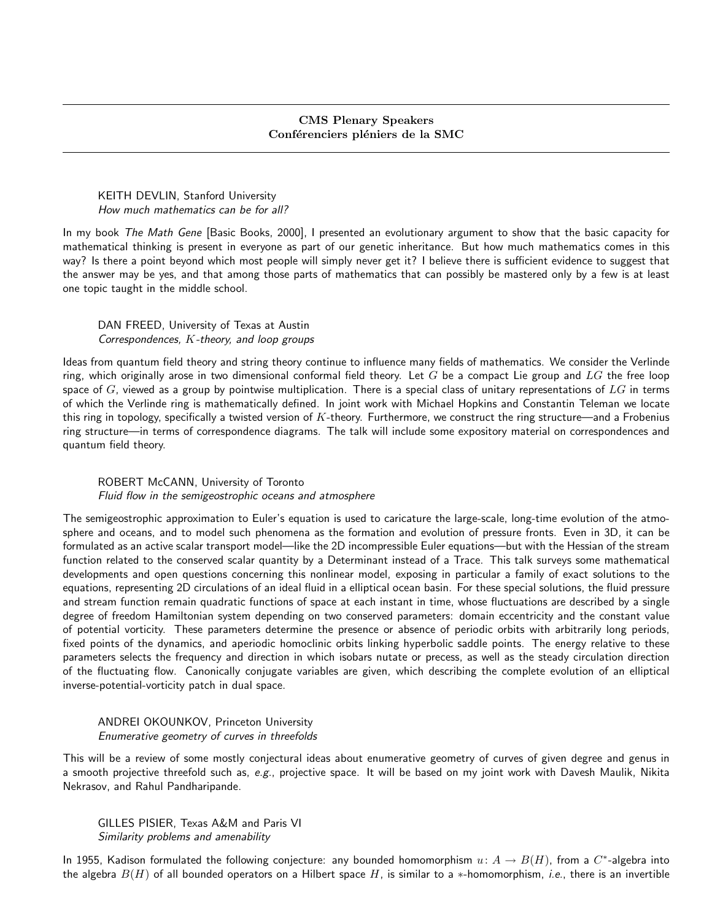# CMS Plenary Speakers
# Conférenciers pléniers de la SMC

KEITH DEVLIN, Stanford University
*How much mathematics can be for all?*

In my book *The Math Gene* [Basic Books, 2000], I presented an evolutionary argument to show that the basic capacity for mathematical thinking is present in everyone as part of our genetic inheritance. But how much mathematics comes in this way? Is there a point beyond which most people will simply never get it? I believe there is sufficient evidence to suggest that the answer may be yes, and that among those parts of mathematics that can possibly be mastered only by a few is at least one topic taught in the middle school.

DAN FREED, University of Texas at Austin
*Correspondences, $K$-theory, and loop groups*

Ideas from quantum field theory and string theory continue to influence many fields of mathematics. We consider the Verlinde ring, which originally arose in two dimensional conformal field theory. Let $G$ be a compact Lie group and $LG$ the free loop space of $G$, viewed as a group by pointwise multiplication. There is a special class of unitary representations of $LG$ in terms of which the Verlinde ring is mathematically defined. In joint work with Michael Hopkins and Constantin Teleman we locate this ring in topology, specifically a twisted version of $K$-theory. Furthermore, we construct the ring structure—and a Frobenius ring structure—in terms of correspondence diagrams. The talk will include some expository material on correspondences and quantum field theory.

ROBERT McCANN, University of Toronto
*Fluid flow in the semigeostrophic oceans and atmosphere*

The semigeostrophic approximation to Euler's equation is used to caricature the large-scale, long-time evolution of the atmosphere and oceans, and to model such phenomena as the formation and evolution of pressure fronts. Even in 3D, it can be formulated as an active scalar transport model—like the 2D incompressible Euler equations—but with the Hessian of the stream function related to the conserved scalar quantity by a Determinant instead of a Trace. This talk surveys some mathematical developments and open questions concerning this nonlinear model, exposing in particular a family of exact solutions to the equations, representing 2D circulations of an ideal fluid in a elliptical ocean basin. For these special solutions, the fluid pressure and stream function remain quadratic functions of space at each instant in time, whose fluctuations are described by a single degree of freedom Hamiltonian system depending on two conserved parameters: domain eccentricity and the constant value of potential vorticity. These parameters determine the presence or absence of periodic orbits with arbitrarily long periods, fixed points of the dynamics, and aperiodic homoclinic orbits linking hyperbolic saddle points. The energy relative to these parameters selects the frequency and direction in which isobars nutate or precess, as well as the steady circulation direction of the fluctuating flow. Canonically conjugate variables are given, which describing the complete evolution of an elliptical inverse-potential-vorticity patch in dual space.

ANDREI OKOUNKOV, Princeton University
*Enumerative geometry of curves in threefolds*

This will be a review of some mostly conjectural ideas about enumerative geometry of curves of given degree and genus in a smooth projective threefold such as, *e.g.*, projective space. It will be based on my joint work with Davesh Maulik, Nikita Nekrasov, and Rahul Pandharipande.

GILLES PISIER, Texas A&M and Paris VI
*Similarity problems and amenability*

In 1955, Kadison formulated the following conjecture: any bounded homomorphism $u\colon A \to B(H)$, from a $C^*$-algebra into the algebra $B(H)$ of all bounded operators on a Hilbert space $H$, is similar to a $*$-homomorphism, *i.e.*, there is an invertible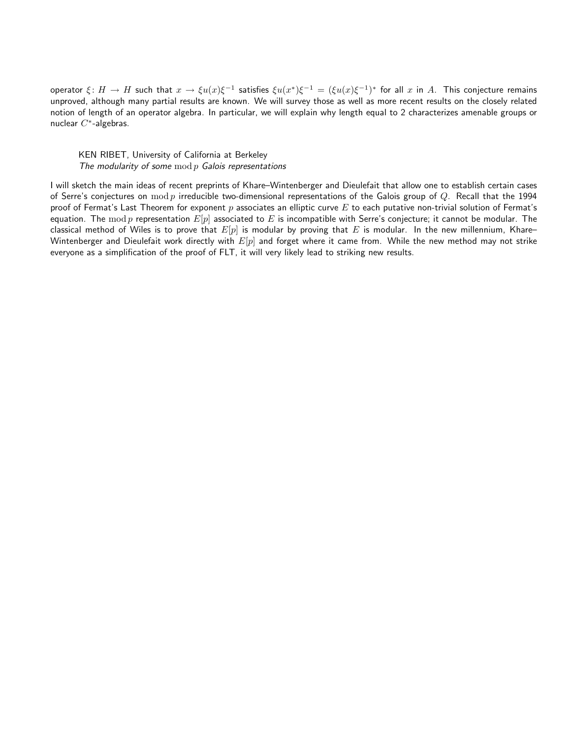operator $\xi\colon H \to H$ such that $x \to \xi u(x)\xi^{-1}$ satisfies $\xi u(x^*)\xi^{-1} = (\xi u(x)\xi^{-1})^*$ for all $x$ in $A$. This conjecture remains unproved, although many partial results are known. We will survey those as well as more recent results on the closely related notion of length of an operator algebra. In particular, we will explain why length equal to 2 characterizes amenable groups or nuclear $C^*$-algebras.

KEN RIBET, University of California at Berkeley
*The modularity of some* $\bmod p$ *Galois representations*

I will sketch the main ideas of recent preprints of Khare–Wintenberger and Dieulefait that allow one to establish certain cases of Serre's conjectures on $\bmod p$ irreducible two-dimensional representations of the Galois group of $Q$. Recall that the 1994 proof of Fermat's Last Theorem for exponent $p$ associates an elliptic curve $E$ to each putative non-trivial solution of Fermat's equation. The $\bmod p$ representation $E[p]$ associated to $E$ is incompatible with Serre's conjecture; it cannot be modular. The classical method of Wiles is to prove that $E[p]$ is modular by proving that $E$ is modular. In the new millennium, Khare–Wintenberger and Dieulefait work directly with $E[p]$ and forget where it came from. While the new method may not strike everyone as a simplification of the proof of FLT, it will very likely lead to striking new results.